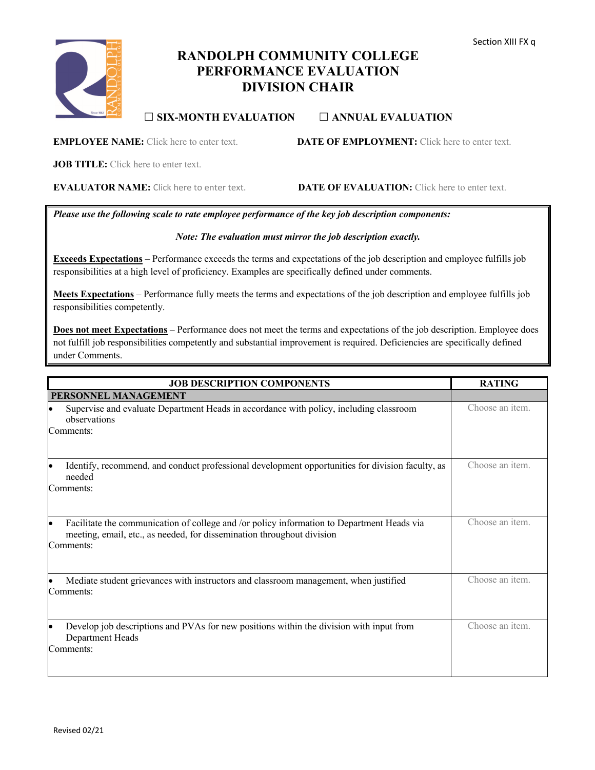Section XIII FX q

# RANDOLPH COMMUNITY COLLEGE PERFORMANCE EVALUATION DIVISION CHAIR

☐ **SIX-MONTH EVALUATION** ☐ **ANNUAL EVALUATION**

**EMPLOYEE NAME:** Click here to enter text. **DATE OF EMPLOYMENT:** Click here to enter text.

**JOB TITLE:** Click here to enter text.

**EVALUATOR NAME:** Click here to enter text. **DATE OF EVALUATION:** Click here to enter text.

***Please use the following scale to rate employee performance of the key job description components:***

***Note: The evaluation must mirror the job description exactly.***

**Exceeds Expectations** – Performance exceeds the terms and expectations of the job description and employee fulfills job responsibilities at a high level of proficiency. Examples are specifically defined under comments.

**Meets Expectations** – Performance fully meets the terms and expectations of the job description and employee fulfills job responsibilities competently.

**Does not meet Expectations** – Performance does not meet the terms and expectations of the job description. Employee does not fulfill job responsibilities competently and substantial improvement is required. Deficiencies are specifically defined under Comments.

| JOB DESCRIPTION COMPONENTS | RATING |
|---|---|
| **PERSONNEL MANAGEMENT** | |
| • Supervise and evaluate Department Heads in accordance with policy, including classroom observations<br>Comments: | Choose an item. |
| • Identify, recommend, and conduct professional development opportunities for division faculty, as needed<br>Comments: | Choose an item. |
| • Facilitate the communication of college and /or policy information to Department Heads via meeting, email, etc., as needed, for dissemination throughout division<br>Comments: | Choose an item. |
| • Mediate student grievances with instructors and classroom management, when justified<br>Comments: | Choose an item. |
| • Develop job descriptions and PVAs for new positions within the division with input from Department Heads<br>Comments: | Choose an item. |

Revised 02/21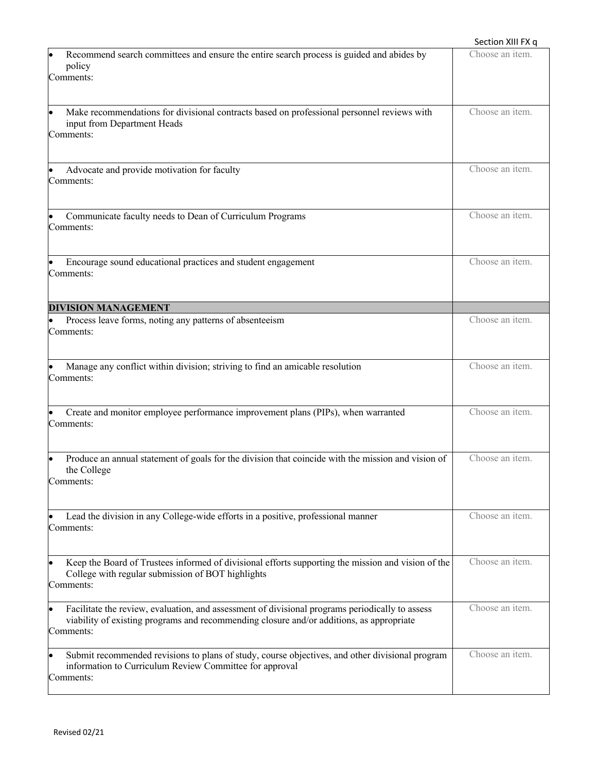| | |
|---|---|
| • Recommend search committees and ensure the entire search process is guided and abides by policy<br>Comments: | Choose an item. |
| • Make recommendations for divisional contracts based on professional personnel reviews with input from Department Heads<br>Comments: | Choose an item. |
| • Advocate and provide motivation for faculty<br>Comments: | Choose an item. |
| • Communicate faculty needs to Dean of Curriculum Programs<br>Comments: | Choose an item. |
| • Encourage sound educational practices and student engagement<br>Comments: | Choose an item. |
| **DIVISION MANAGEMENT** | |
| • Process leave forms, noting any patterns of absenteeism<br>Comments: | Choose an item. |
| • Manage any conflict within division; striving to find an amicable resolution<br>Comments: | Choose an item. |
| • Create and monitor employee performance improvement plans (PIPs), when warranted<br>Comments: | Choose an item. |
| • Produce an annual statement of goals for the division that coincide with the mission and vision of the College<br>Comments: | Choose an item. |
| • Lead the division in any College-wide efforts in a positive, professional manner<br>Comments: | Choose an item. |
| • Keep the Board of Trustees informed of divisional efforts supporting the mission and vision of the College with regular submission of BOT highlights<br>Comments: | Choose an item. |
| • Facilitate the review, evaluation, and assessment of divisional programs periodically to assess viability of existing programs and recommending closure and/or additions, as appropriate<br>Comments: | Choose an item. |
| • Submit recommended revisions to plans of study, course objectives, and other divisional program information to Curriculum Review Committee for approval<br>Comments: | Choose an item. |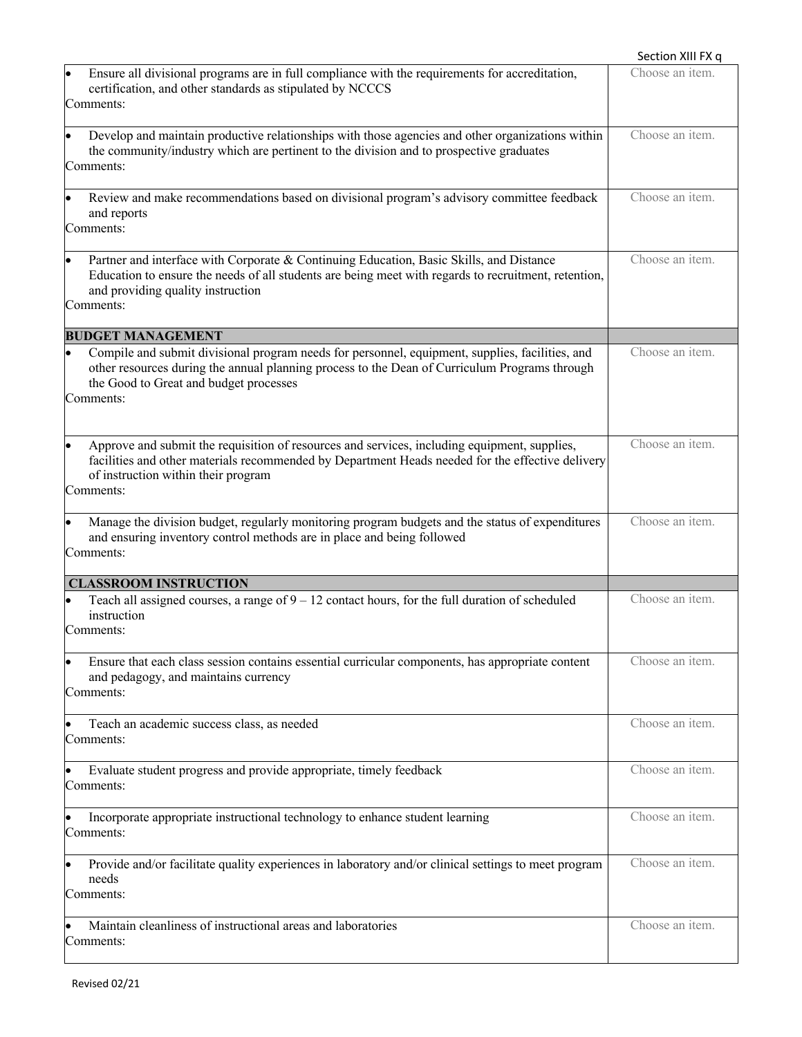| | |
|---|---|
| • Ensure all divisional programs are in full compliance with the requirements for accreditation, certification, and other standards as stipulated by NCCCS<br>Comments: | Choose an item. |
| • Develop and maintain productive relationships with those agencies and other organizations within the community/industry which are pertinent to the division and to prospective graduates<br>Comments: | Choose an item. |
| • Review and make recommendations based on divisional program's advisory committee feedback and reports<br>Comments: | Choose an item. |
| • Partner and interface with Corporate & Continuing Education, Basic Skills, and Distance Education to ensure the needs of all students are being meet with regards to recruitment, retention, and providing quality instruction<br>Comments: | Choose an item. |
| **BUDGET MANAGEMENT** | |
| • Compile and submit divisional program needs for personnel, equipment, supplies, facilities, and other resources during the annual planning process to the Dean of Curriculum Programs through the Good to Great and budget processes<br>Comments: | Choose an item. |
| • Approve and submit the requisition of resources and services, including equipment, supplies, facilities and other materials recommended by Department Heads needed for the effective delivery of instruction within their program<br>Comments: | Choose an item. |
| • Manage the division budget, regularly monitoring program budgets and the status of expenditures and ensuring inventory control methods are in place and being followed<br>Comments: | Choose an item. |
| **CLASSROOM INSTRUCTION** | |
| • Teach all assigned courses, a range of 9 – 12 contact hours, for the full duration of scheduled instruction<br>Comments: | Choose an item. |
| • Ensure that each class session contains essential curricular components, has appropriate content and pedagogy, and maintains currency<br>Comments: | Choose an item. |
| • Teach an academic success class, as needed<br>Comments: | Choose an item. |
| • Evaluate student progress and provide appropriate, timely feedback<br>Comments: | Choose an item. |
| • Incorporate appropriate instructional technology to enhance student learning<br>Comments: | Choose an item. |
| • Provide and/or facilitate quality experiences in laboratory and/or clinical settings to meet program needs<br>Comments: | Choose an item. |
| • Maintain cleanliness of instructional areas and laboratories<br>Comments: | Choose an item. |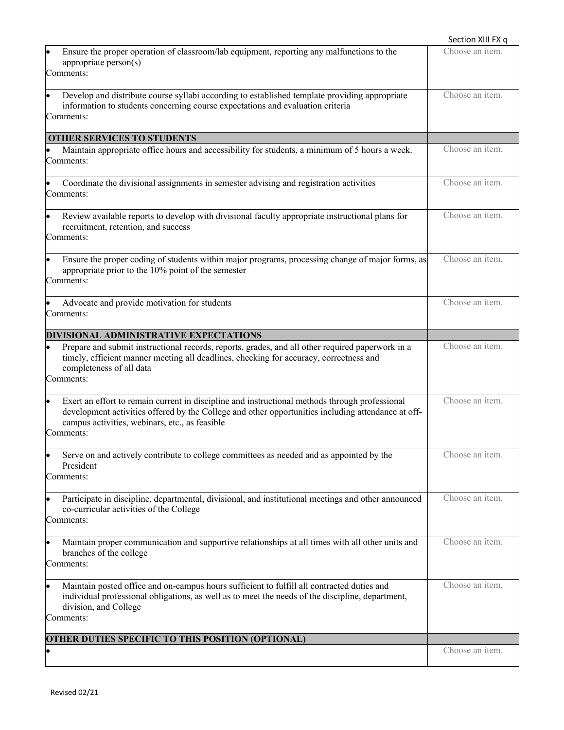| | |
|---|---|
| • Ensure the proper operation of classroom/lab equipment, reporting any malfunctions to the appropriate person(s)<br>Comments: | Choose an item. |
| • Develop and distribute course syllabi according to established template providing appropriate information to students concerning course expectations and evaluation criteria<br>Comments: | Choose an item. |
| **OTHER SERVICES TO STUDENTS** | |
| • Maintain appropriate office hours and accessibility for students, a minimum of 5 hours a week.<br>Comments: | Choose an item. |
| • Coordinate the divisional assignments in semester advising and registration activities<br>Comments: | Choose an item. |
| • Review available reports to develop with divisional faculty appropriate instructional plans for recruitment, retention, and success<br>Comments: | Choose an item. |
| • Ensure the proper coding of students within major programs, processing change of major forms, as appropriate prior to the 10% point of the semester<br>Comments: | Choose an item. |
| • Advocate and provide motivation for students<br>Comments: | Choose an item. |
| **DIVISIONAL ADMINISTRATIVE EXPECTATIONS** | |
| • Prepare and submit instructional records, reports, grades, and all other required paperwork in a timely, efficient manner meeting all deadlines, checking for accuracy, correctness and completeness of all data<br>Comments: | Choose an item. |
| • Exert an effort to remain current in discipline and instructional methods through professional development activities offered by the College and other opportunities including attendance at off-campus activities, webinars, etc., as feasible<br>Comments: | Choose an item. |
| • Serve on and actively contribute to college committees as needed and as appointed by the President<br>Comments: | Choose an item. |
| • Participate in discipline, departmental, divisional, and institutional meetings and other announced co-curricular activities of the College<br>Comments: | Choose an item. |
| • Maintain proper communication and supportive relationships at all times with all other units and branches of the college<br>Comments: | Choose an item. |
| • Maintain posted office and on-campus hours sufficient to fulfill all contracted duties and individual professional obligations, as well as to meet the needs of the discipline, department, division, and College<br>Comments: | Choose an item. |
| **OTHER DUTIES SPECIFIC TO THIS POSITION (OPTIONAL)** | |
| • | Choose an item. |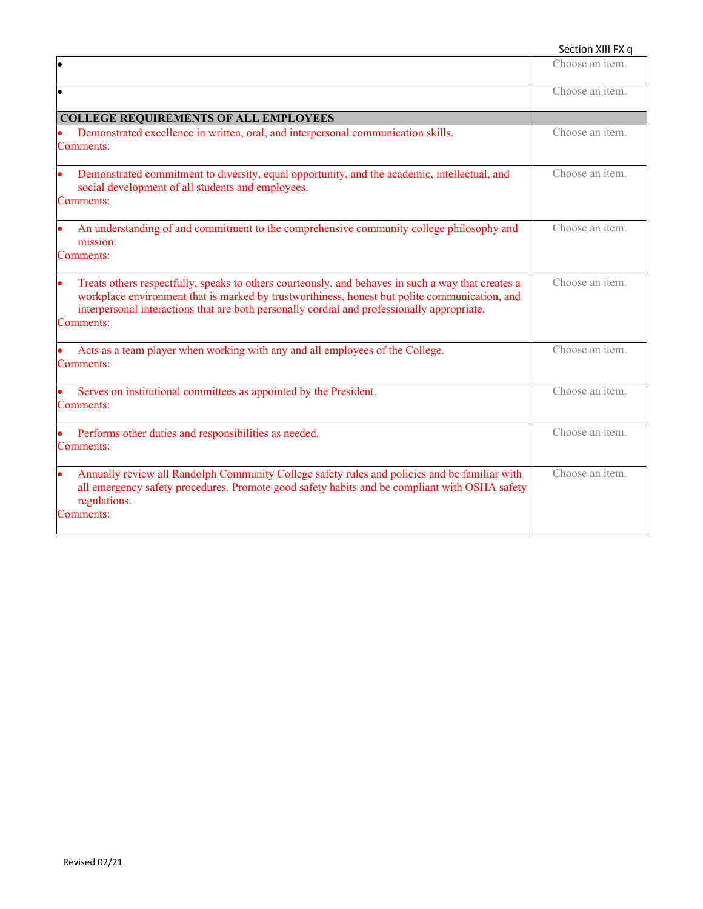| | |
|---|---|
| • | Choose an item. |
| • | Choose an item. |
| **COLLEGE REQUIREMENTS OF ALL EMPLOYEES** | |
| • Demonstrated excellence in written, oral, and interpersonal communication skills.<br>Comments: | Choose an item. |
| • Demonstrated commitment to diversity, equal opportunity, and the academic, intellectual, and social development of all students and employees.<br>Comments: | Choose an item. |
| • An understanding of and commitment to the comprehensive community college philosophy and mission.<br>Comments: | Choose an item. |
| • Treats others respectfully, speaks to others courteously, and behaves in such a way that creates a workplace environment that is marked by trustworthiness, honest but polite communication, and interpersonal interactions that are both personally cordial and professionally appropriate.<br>Comments: | Choose an item. |
| • Acts as a team player when working with any and all employees of the College.<br>Comments: | Choose an item. |
| • Serves on institutional committees as appointed by the President.<br>Comments: | Choose an item. |
| • Performs other duties and responsibilities as needed.<br>Comments: | Choose an item. |
| • Annually review all Randolph Community College safety rules and policies and be familiar with all emergency safety procedures. Promote good safety habits and be compliant with OSHA safety regulations.<br>Comments: | Choose an item. |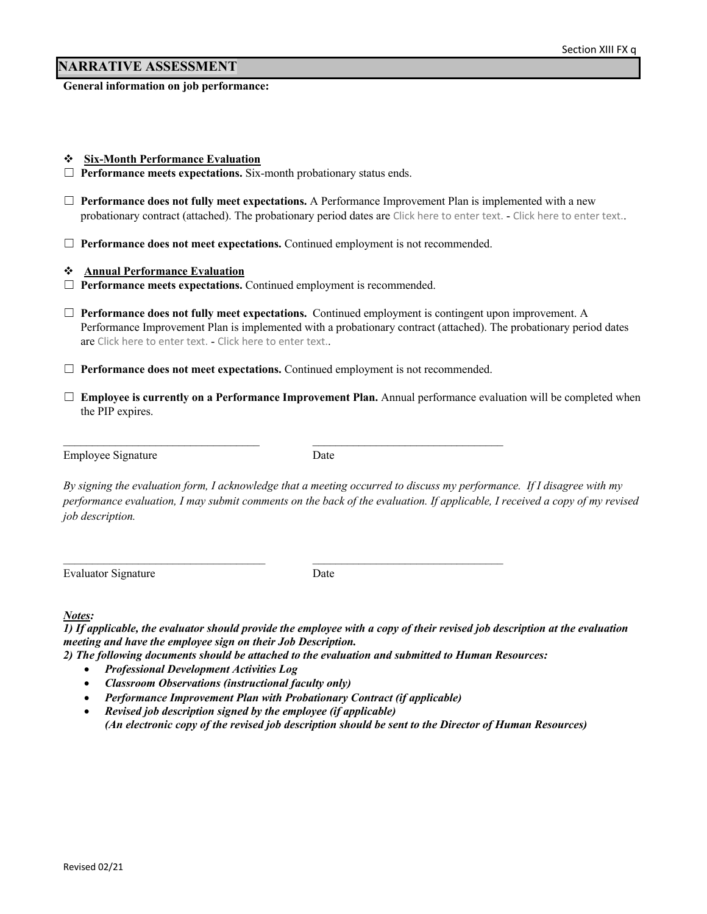## NARRATIVE ASSESSMENT

**General information on job performance:**

❖ **Six-Month Performance Evaluation**

☐ **Performance meets expectations.** Six-month probationary status ends.

☐ **Performance does not fully meet expectations.** A Performance Improvement Plan is implemented with a new probationary contract (attached). The probationary period dates are Click here to enter text. - Click here to enter text..

☐ **Performance does not meet expectations.** Continued employment is not recommended.

❖ **Annual Performance Evaluation**

☐ **Performance meets expectations.** Continued employment is recommended.

☐ **Performance does not fully meet expectations.** Continued employment is contingent upon improvement. A Performance Improvement Plan is implemented with a probationary contract (attached). The probationary period dates are Click here to enter text. - Click here to enter text..

☐ **Performance does not meet expectations.** Continued employment is not recommended.

☐ **Employee is currently on a Performance Improvement Plan.** Annual performance evaluation will be completed when the PIP expires.

_________________________________ _________________________________

Employee Signature Date

*By signing the evaluation form, I acknowledge that a meeting occurred to discuss my performance. If I disagree with my performance evaluation, I may submit comments on the back of the evaluation. If applicable, I received a copy of my revised job description.*

_________________________________ _________________________________

Evaluator Signature Date

***Notes:***

***1) If applicable, the evaluator should provide the employee with a copy of their revised job description at the evaluation meeting and have the employee sign on their Job Description.***

***2) The following documents should be attached to the evaluation and submitted to Human Resources:***

- ***Professional Development Activities Log***
- ***Classroom Observations (instructional faculty only)***
- ***Performance Improvement Plan with Probationary Contract (if applicable)***
- ***Revised job description signed by the employee (if applicable)***
  ***(An electronic copy of the revised job description should be sent to the Director of Human Resources)***

Revised 02/21